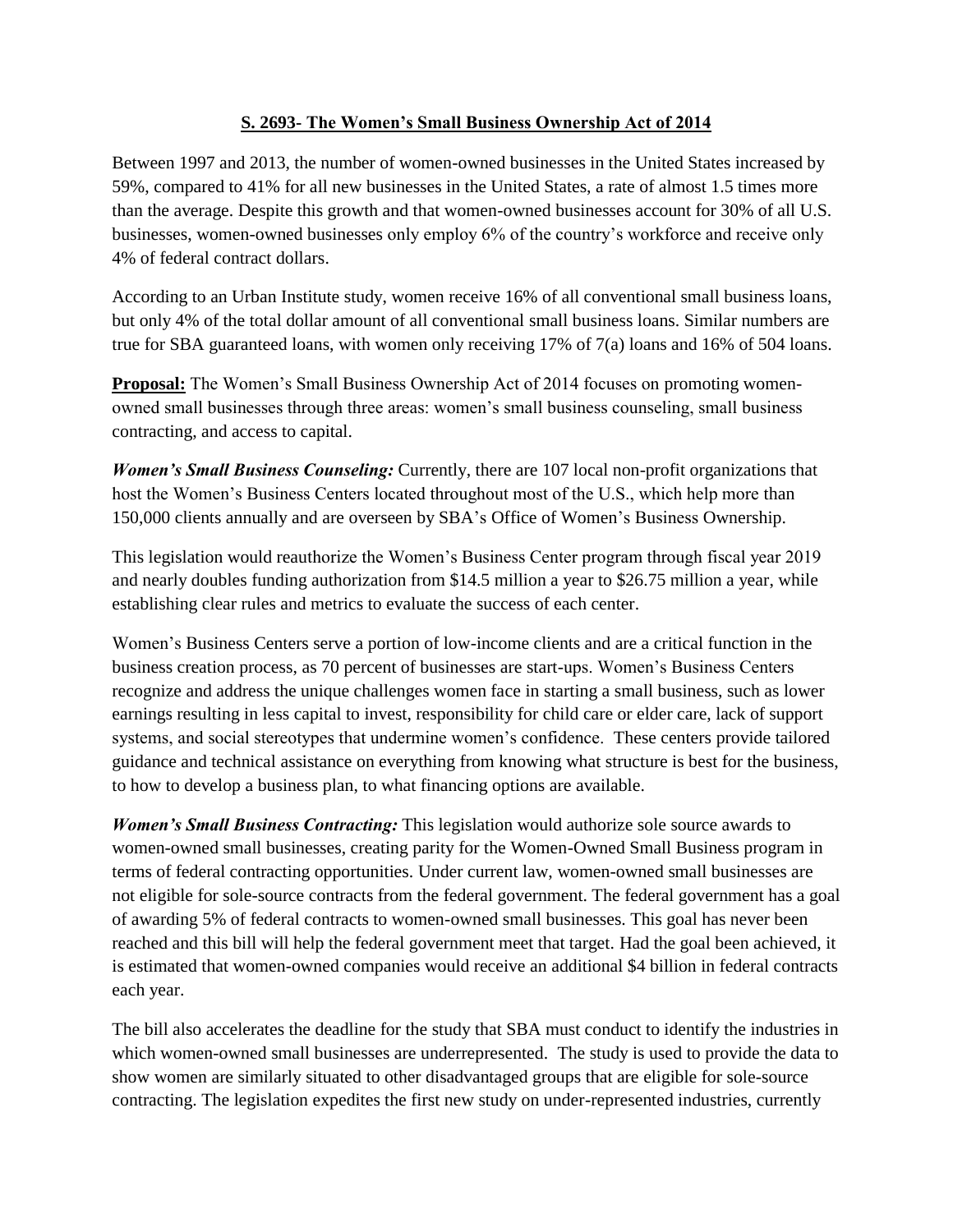# <u>S. 2693- The Women's Small Business Ownership Act of 2014</u>

Between 1997 and 2013, the number of women-owned businesses in the United States increased by 59%, compared to 41% for all new businesses in the United States, a rate of almost 1.5 times more than the average. Despite this growth and that women-owned businesses account for 30% of all U.S. businesses, women-owned businesses only employ 6% of the country's workforce and receive only 4% of federal contract dollars.

According to an Urban Institute study, women receive 16% of all conventional small business loans, but only 4% of the total dollar amount of all conventional small business loans. Similar numbers are true for SBA guaranteed loans, with women only receiving 17% of 7(a) loans and 16% of 504 loans.

**<u>Proposal:</u>** The Women's Small Business Ownership Act of 2014 focuses on promoting women-owned small businesses through three areas: women's small business counseling, small business contracting, and access to capital.

***Women's Small Business Counseling:*** Currently, there are 107 local non-profit organizations that host the Women's Business Centers located throughout most of the U.S., which help more than 150,000 clients annually and are overseen by SBA's Office of Women's Business Ownership.

This legislation would reauthorize the Women's Business Center program through fiscal year 2019 and nearly doubles funding authorization from $14.5 million a year to $26.75 million a year, while establishing clear rules and metrics to evaluate the success of each center.

Women's Business Centers serve a portion of low-income clients and are a critical function in the business creation process, as 70 percent of businesses are start-ups. Women's Business Centers recognize and address the unique challenges women face in starting a small business, such as lower earnings resulting in less capital to invest, responsibility for child care or elder care, lack of support systems, and social stereotypes that undermine women's confidence. These centers provide tailored guidance and technical assistance on everything from knowing what structure is best for the business, to how to develop a business plan, to what financing options are available.

***Women's Small Business Contracting:*** This legislation would authorize sole source awards to women-owned small businesses, creating parity for the Women-Owned Small Business program in terms of federal contracting opportunities. Under current law, women-owned small businesses are not eligible for sole-source contracts from the federal government. The federal government has a goal of awarding 5% of federal contracts to women-owned small businesses. This goal has never been reached and this bill will help the federal government meet that target. Had the goal been achieved, it is estimated that women-owned companies would receive an additional $4 billion in federal contracts each year.

The bill also accelerates the deadline for the study that SBA must conduct to identify the industries in which women-owned small businesses are underrepresented. The study is used to provide the data to show women are similarly situated to other disadvantaged groups that are eligible for sole-source contracting. The legislation expedites the first new study on under-represented industries, currently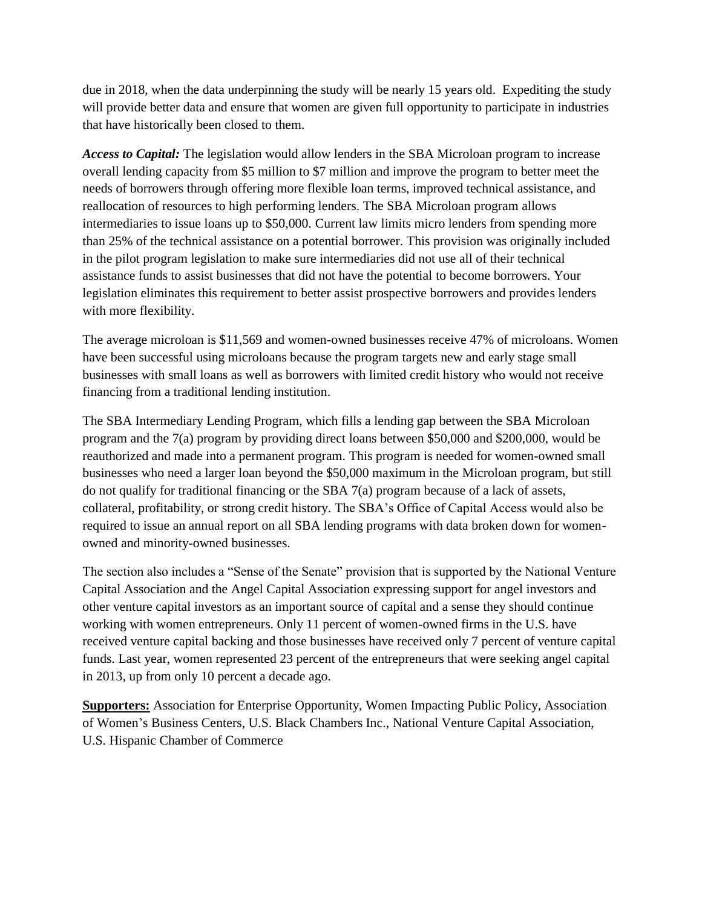due in 2018, when the data underpinning the study will be nearly 15 years old. Expediting the study will provide better data and ensure that women are given full opportunity to participate in industries that have historically been closed to them.

***Access to Capital:*** The legislation would allow lenders in the SBA Microloan program to increase overall lending capacity from $5 million to $7 million and improve the program to better meet the needs of borrowers through offering more flexible loan terms, improved technical assistance, and reallocation of resources to high performing lenders. The SBA Microloan program allows intermediaries to issue loans up to $50,000. Current law limits micro lenders from spending more than 25% of the technical assistance on a potential borrower. This provision was originally included in the pilot program legislation to make sure intermediaries did not use all of their technical assistance funds to assist businesses that did not have the potential to become borrowers. Your legislation eliminates this requirement to better assist prospective borrowers and provides lenders with more flexibility.

The average microloan is $11,569 and women-owned businesses receive 47% of microloans. Women have been successful using microloans because the program targets new and early stage small businesses with small loans as well as borrowers with limited credit history who would not receive financing from a traditional lending institution.

The SBA Intermediary Lending Program, which fills a lending gap between the SBA Microloan program and the 7(a) program by providing direct loans between $50,000 and $200,000, would be reauthorized and made into a permanent program. This program is needed for women-owned small businesses who need a larger loan beyond the $50,000 maximum in the Microloan program, but still do not qualify for traditional financing or the SBA 7(a) program because of a lack of assets, collateral, profitability, or strong credit history. The SBA's Office of Capital Access would also be required to issue an annual report on all SBA lending programs with data broken down for women-owned and minority-owned businesses.

The section also includes a "Sense of the Senate" provision that is supported by the National Venture Capital Association and the Angel Capital Association expressing support for angel investors and other venture capital investors as an important source of capital and a sense they should continue working with women entrepreneurs. Only 11 percent of women-owned firms in the U.S. have received venture capital backing and those businesses have received only 7 percent of venture capital funds. Last year, women represented 23 percent of the entrepreneurs that were seeking angel capital in 2013, up from only 10 percent a decade ago.

**Supporters:** Association for Enterprise Opportunity, Women Impacting Public Policy, Association of Women's Business Centers, U.S. Black Chambers Inc., National Venture Capital Association, U.S. Hispanic Chamber of Commerce